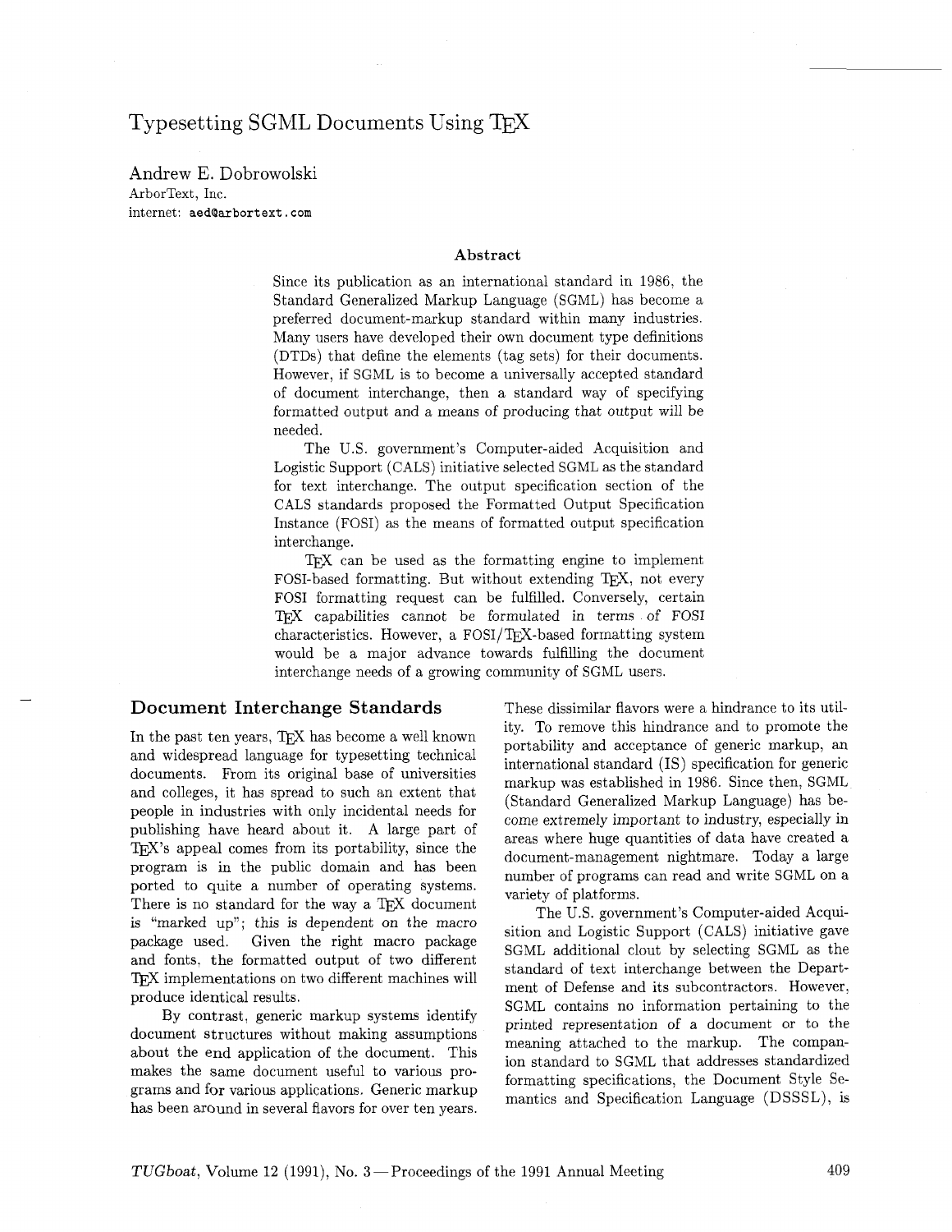# Typesetting SGML Documents Using TeX

Andrew E. Dobrowolski
ArborText, Inc.
internet: aed@arbortext.com

### Abstract

Since its publication as an international standard in 1986, the Standard Generalized Markup Language (SGML) has become a preferred document-markup standard within many industries. Many users have developed their own document type definitions (DTDs) that define the elements (tag sets) for their documents. However, if SGML is to become a universally accepted standard of document interchange, then a standard way of specifying formatted output and a means of producing that output will be needed.

The U.S. government's Computer-aided Acquisition and Logistic Support (CALS) initiative selected SGML as the standard for text interchange. The output specification section of the CALS standards proposed the Formatted Output Specification Instance (FOSI) as the means of formatted output specification interchange.

TeX can be used as the formatting engine to implement FOSI-based formatting. But without extending TeX, not every FOSI formatting request can be fulfilled. Conversely, certain TeX capabilities cannot be formulated in terms of FOSI characteristics. However, a FOSI/TeX-based formatting system would be a major advance towards fulfilling the document interchange needs of a growing community of SGML users.

## Document Interchange Standards

In the past ten years, TeX has become a well known and widespread language for typesetting technical documents. From its original base of universities and colleges, it has spread to such an extent that people in industries with only incidental needs for publishing have heard about it. A large part of TeX's appeal comes from its portability, since the program is in the public domain and has been ported to quite a number of operating systems. There is no standard for the way a TeX document is "marked up"; this is dependent on the macro package used. Given the right macro package and fonts, the formatted output of two different TeX implementations on two different machines will produce identical results.

By contrast, generic markup systems identify document structures without making assumptions about the end application of the document. This makes the same document useful to various programs and for various applications. Generic markup has been around in several flavors for over ten years. These dissimilar flavors were a hindrance to its utility. To remove this hindrance and to promote the portability and acceptance of generic markup, an international standard (IS) specification for generic markup was established in 1986. Since then, SGML (Standard Generalized Markup Language) has become extremely important to industry, especially in areas where huge quantities of data have created a document-management nightmare. Today a large number of programs can read and write SGML on a variety of platforms.

The U.S. government's Computer-aided Acquisition and Logistic Support (CALS) initiative gave SGML additional clout by selecting SGML as the standard of text interchange between the Department of Defense and its subcontractors. However, SGML contains no information pertaining to the printed representation of a document or to the meaning attached to the markup. The companion standard to SGML that addresses standardized formatting specifications, the Document Style Semantics and Specification Language (DSSSL), is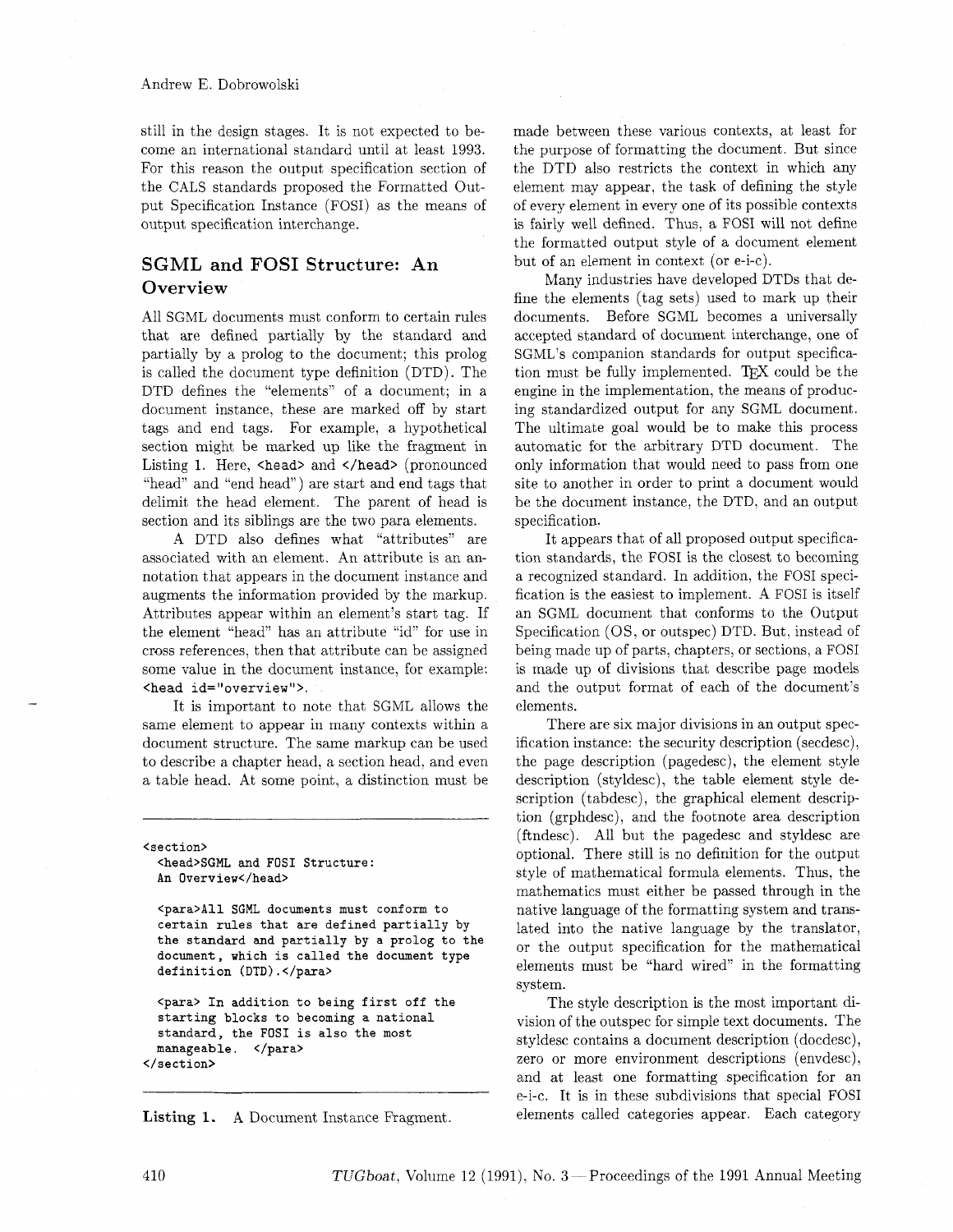still in the design stages. It is not expected to become an international standard until at least 1993. For this reason the output specification section of the CALS standards proposed the Formatted Output Specification Instance (FOSI) as the means of output specification interchange.

## SGML and FOSI Structure: An Overview

All SGML documents must conform to certain rules that are defined partially by the standard and partially by a prolog to the document; this prolog is called the document type definition (DTD). The DTD defines the "elements" of a document; in a document instance, these are marked off by start tags and end tags. For example, a hypothetical section might be marked up like the fragment in Listing 1. Here, `<head>` and `</head>` (pronounced "head" and "end head") are start and end tags that delimit the head element. The parent of head is section and its siblings are the two para elements.

A DTD also defines what "attributes" are associated with an element. An attribute is an annotation that appears in the document instance and augments the information provided by the markup. Attributes appear within an element's start tag. If the element "head" has an attribute "id" for use in cross references, then that attribute can be assigned some value in the document instance, for example: `<head id="overview">`.

It is important to note that SGML allows the same element to appear in many contexts within a document structure. The same markup can be used to describe a chapter head, a section head, and even a table head. At some point, a distinction must be

```
<section>
  <head>SGML and FOSI Structure:
  An Overview</head>

  <para>All SGML documents must conform to
  certain rules that are defined partially by
  the standard and partially by a prolog to the
  document, which is called the document type
  definition (DTD).</para>

  <para> In addition to being first off the
  starting blocks to becoming a national
  standard, the FOSI is also the most
  manageable.  </para>
</section>
```

**Listing 1.** A Document Instance Fragment.

made between these various contexts, at least for the purpose of formatting the document. But since the DTD also restricts the context in which any element may appear, the task of defining the style of every element in every one of its possible contexts is fairly well defined. Thus, a FOSI will not define the formatted output style of a document element but of an element in context (or e-i-c).

Many industries have developed DTDs that define the elements (tag sets) used to mark up their documents. Before SGML becomes a universally accepted standard of document interchange, one of SGML's companion standards for output specification must be fully implemented. TeX could be the engine in the implementation, the means of producing standardized output for any SGML document. The ultimate goal would be to make this process automatic for the arbitrary DTD document. The only information that would need to pass from one site to another in order to print a document would be the document instance, the DTD, and an output specification.

It appears that of all proposed output specification standards, the FOSI is the closest to becoming a recognized standard. In addition, the FOSI specification is the easiest to implement. A FOSI is itself an SGML document that conforms to the Output Specification (OS, or outspec) DTD. But, instead of being made up of parts, chapters, or sections, a FOSI is made up of divisions that describe page models and the output format of each of the document's elements.

There are six major divisions in an output specification instance: the security description (secdesc), the page description (pagedesc), the element style description (styldesc), the table element style description (tabdesc), the graphical element description (grphdesc), and the footnote area description (ftndesc). All but the pagedesc and styldesc are optional. There still is no definition for the output style of mathematical formula elements. Thus, the mathematics must either be passed through in the native language of the formatting system and translated into the native language by the translator, or the output specification for the mathematical elements must be "hard wired" in the formatting system.

The style description is the most important division of the outspec for simple text documents. The styldesc contains a document description (docdesc), zero or more environment descriptions (envdesc), and at least one formatting specification for an e-i-c. It is in these subdivisions that special FOSI elements called categories appear. Each category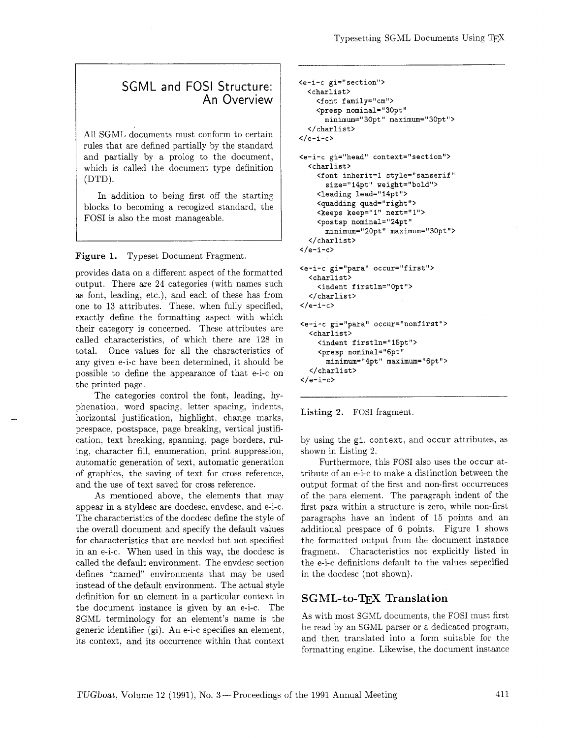> ## SGML and FOSI Structure: An Overview
>
> All SGML documents must conform to certain rules that are defined partially by the standard and partially by a prolog to the document, which is called the document type definition (DTD).
>
> In addition to being first off the starting blocks to becoming a recogized standard, the FOSI is also the most manageable.

**Figure 1.** Typeset Document Fragment.

provides data on a different aspect of the formatted output. There are 24 categories (with names such as font, leading, etc.), and each of these has from one to 13 attributes. These, when fully specified, exactly define the formatting aspect with which their category is concerned. These attributes are called characteristics, of which there are 128 in total. Once values for all the characteristics of any given e-i-c have been determined, it should be possible to define the appearance of that e-i-c on the printed page.

The categories control the font, leading, hyphenation, word spacing, letter spacing, indents, horizontal justification, highlight, change marks, prespace, postspace, page breaking, vertical justification, text breaking, spanning, page borders, ruling, character fill, enumeration, print suppression, automatic generation of text, automatic generation of graphics, the saving of text for cross reference, and the use of text saved for cross reference.

As mentioned above, the elements that may appear in a styldesc are docdesc, envdesc, and e-i-c. The characteristics of the docdesc define the style of the overall document and specify the default values for characteristics that are needed but not specified in an e-i-c. When used in this way, the docdesc is called the default environment. The envdesc section defines "named" environments that may be used instead of the default environment. The actual style definition for an element in a particular context in the document instance is given by an e-i-c. The SGML terminology for an element's name is the generic identifier (gi). An e-i-c specifies an element, its context, and its occurrence within that context

```
<e-i-c gi="section">
  <charlist>
    <font family="cm">
    <presp nominal="30pt"
      minimum="30pt" maximum="30pt">
  </charlist>
</e-i-c>

<e-i-c gi="head" context="section">
  <charlist>
    <font inherit=1 style="sanserif"
      size="14pt" weight="bold">
    <leading lead="14pt">
    <quadding quad="right">
    <keeps keep="1" next="1">
    <postsp nominal="24pt"
      minimum="20pt" maximum="30pt">
  </charlist>
</e-i-c>

<e-i-c gi="para" occur="first">
  <charlist>
    <indent firstln="0pt">
  </charlist>
</e-i-c>

<e-i-c gi="para" occur="nonfirst">
  <charlist>
    <indent firstln="15pt">
    <presp nominal="6pt"
      minimum="4pt" maximum="6pt">
  </charlist>
</e-i-c>
```

**Listing 2.** FOSI fragment.

by using the `gi`, `context`, and `occur` attributes, as shown in Listing 2.

Furthermore, this FOSI also uses the `occur` attribute of an e-i-c to make a distinction between the output format of the first and non-first occurrences of the para element. The paragraph indent of the first para within a structure is zero, while non-first paragraphs have an indent of 15 points and an additional prespace of 6 points. Figure 1 shows the formatted output from the document instance fragment. Characteristics not explicitly listed in the e-i-c definitions default to the values sepecified in the docdesc (not shown).

## SGML-to-TEX Translation

As with most SGML documents, the FOSI must first be read by an SGML parser or a dedicated program, and then translated into a form suitable for the formatting engine. Likewise, the document instance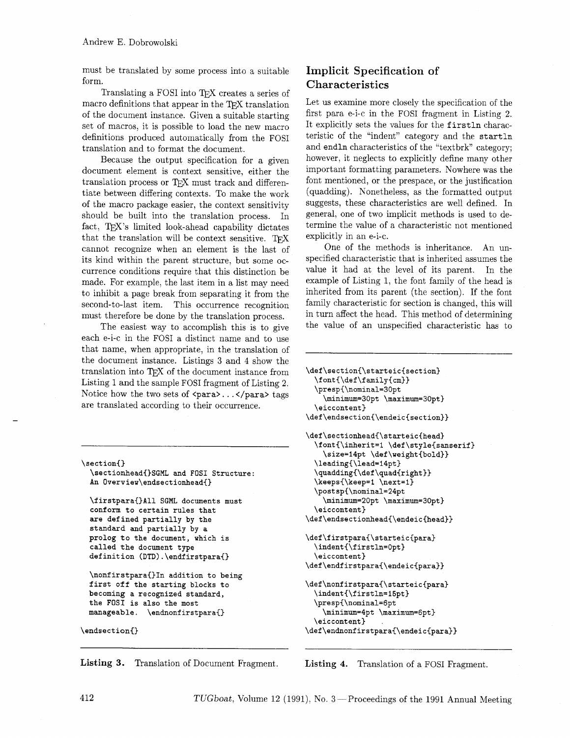must be translated by some process into a suitable form.

Translating a FOSI into TEX creates a series of macro definitions that appear in the TEX translation of the document instance. Given a suitable starting set of macros, it is possible to load the new macro definitions produced automatically from the FOSI translation and to format the document.

Because the output specification for a given document element is context sensitive, either the translation process or TEX must track and differentiate between differing contexts. To make the work of the macro package easier, the context sensitivity should be built into the translation process. In fact, TEX's limited look-ahead capability dictates that the translation will be context sensitive. TEX cannot recognize when an element is the last of its kind within the parent structure, but some occurrence conditions require that this distinction be made. For example, the last item in a list may need to inhibit a page break from separating it from the second-to-last item. This occurrence recognition must therefore be done by the translation process.

The easiest way to accomplish this is to give each e-i-c in the FOSI a distinct name and to use that name, when appropriate, in the translation of the document instance. Listings 3 and 4 show the translation into TEX of the document instance from Listing 1 and the sample FOSI fragment of Listing 2. Notice how the two sets of `<para>...</para>` tags are translated according to their occurrence.

```
\section{}
  \sectionhead{}SGML and FOSI Structure:
  An Overview\endsectionhead{}

  \firstpara{}All SGML documents must
  conform to certain rules that
  are defined partially by the
  standard and partially by a
  prolog to the document, which is
  called the document type
  definition (DTD).\endfirstpara{}

  \nonfirstpara{}In addition to being
  first off the starting blocks to
  becoming a recognized standard,
  the FOSI is also the most
  manageable.  \endnonfirstpara{}

\endsection{}
```

**Listing 3.** Translation of Document Fragment.

## Implicit Specification of Characteristics

Let us examine more closely the specification of the first para e-i-c in the FOSI fragment in Listing 2. It explicitly sets the values for the `firstln` characteristic of the "indent" category and the `startln` and `endln` characteristics of the "textbrk" category; however, it neglects to explicitly define many other important formatting parameters. Nowhere was the font mentioned, or the prespace, or the justification (quadding). Nonetheless, as the formatted output suggests, these characteristics are well defined. In general, one of two implicit methods is used to determine the value of a characteristic not mentioned explicitly in an e-i-c.

One of the methods is inheritance. An unspecified characteristic that is inherited assumes the value it had at the level of its parent. In the example of Listing 1, the font family of the head is inherited from its parent (the section). If the font family characteristic for section is changed, this will in turn affect the head. This method of determining the value of an unspecified characteristic has to

```
\def\section{\starteic{section}
  \font{\def\family{cm}}
  \presp{\nominal=30pt
    \minimum=30pt \maximum=30pt}
  \eiccontent}
\def\endsection{\endeic{section}}

\def\sectionhead{\starteic{head}
  \font{\inherit=1 \def\style{sanserif}
    \size=14pt \def\weight{bold}}
  \leading{\lead=14pt}
  \quadding{\def\quad{right}}
  \keeps{\keep=1 \next=1}
  \postsp{\nominal=24pt
    \minimum=20pt \maximum=30pt}
  \eiccontent}
\def\endsectionhead{\endeic{head}}

\def\firstpara{\starteic{para}
  \indent{\firstln=0pt}
  \eiccontent}
\def\endfirstpara{\endeic{para}}

\def\nonfirstpara{\starteic{para}
  \indent{\firstln=15pt}
  \presp{\nominal=6pt
    \minimum=4pt \maximum=6pt}
  \eiccontent}
\def\endnonfirstpara{\endeic{para}}
```

**Listing 4.** Translation of a FOSI Fragment.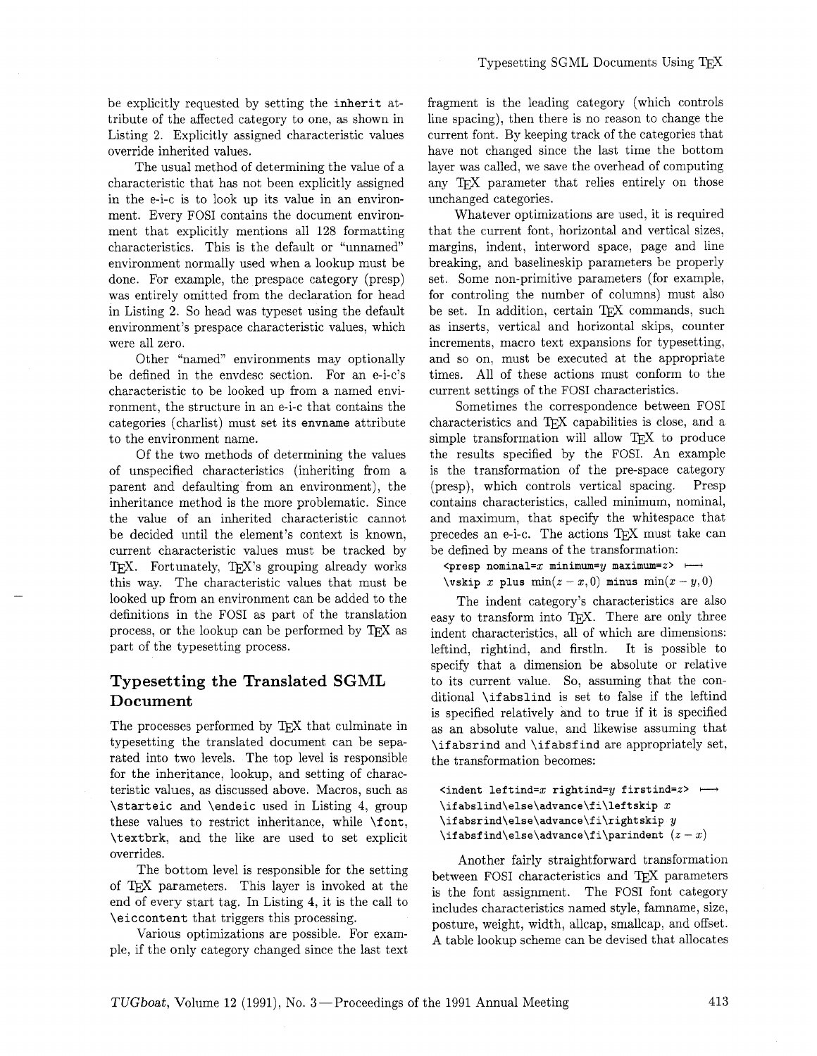be explicitly requested by setting the `inherit` attribute of the affected category to one, as shown in Listing 2. Explicitly assigned characteristic values override inherited values.

The usual method of determining the value of a characteristic that has not been explicitly assigned in the e-i-c is to look up its value in an environment. Every FOSI contains the document environment that explicitly mentions all 128 formatting characteristics. This is the default or "unnamed" environment normally used when a lookup must be done. For example, the prespace category (presp) was entirely omitted from the declaration for head in Listing 2. So head was typeset using the default environment's prespace characteristic values, which were all zero.

Other "named" environments may optionally be defined in the envdesc section. For an e-i-c's characteristic to be looked up from a named environment, the structure in an e-i-c that contains the categories (charlist) must set its **envname** attribute to the environment name.

Of the two methods of determining the values of unspecified characteristics (inheriting from a parent and defaulting from an environment), the inheritance method is the more problematic. Since the value of an inherited characteristic cannot be decided until the element's context is known, current characteristic values must be tracked by TeX. Fortunately, TeX's grouping already works this way. The characteristic values that must be looked up from an environment can be added to the definitions in the FOSI as part of the translation process, or the lookup can be performed by TeX as part of the typesetting process.

## Typesetting the Translated SGML Document

The processes performed by TeX that culminate in typesetting the translated document can be separated into two levels. The top level is responsible for the inheritance, lookup, and setting of characteristic values, as discussed above. Macros, such as `\starteic` and `\endeic` used in Listing 4, group these values to restrict inheritance, while `\font`, `\textbrk`, and the like are used to set explicit overrides.

The bottom level is responsible for the setting of TeX parameters. This layer is invoked at the end of every start tag. In Listing 4, it is the call to `\eiccontent` that triggers this processing.

Various optimizations are possible. For example, if the only category changed since the last text fragment is the leading category (which controls line spacing), then there is no reason to change the current font. By keeping track of the categories that have not changed since the last time the bottom layer was called, we save the overhead of computing any TeX parameter that relies entirely on those unchanged categories.

Whatever optimizations are used, it is required that the current font, horizontal and vertical sizes, margins, indent, interword space, page and line breaking, and baselineskip parameters be properly set. Some non-primitive parameters (for example, for controling the number of columns) must also be set. In addition, certain TeX commands, such as inserts, vertical and horizontal skips, counter increments, macro text expansions for typesetting, and so on, must be executed at the appropriate times. All of these actions must conform to the current settings of the FOSI characteristics.

Sometimes the correspondence between FOSI characteristics and TeX capabilities is close, and a simple transformation will allow TeX to produce the results specified by the FOSI. An example is the transformation of the pre-space category (presp), which controls vertical spacing. Presp contains characteristics, called minimum, nominal, and maximum, that specify the whitespace that precedes an e-i-c. The actions TeX must take can be defined by means of the transformation:

`<presp nominal=`$x$ `minimum=`$y$ `maximum=`$z$`>` $\longmapsto$
`\vskip` $x$ `plus` $\min(z - x, 0)$ `minus` $\min(x - y, 0)$

The indent category's characteristics are also easy to transform into TeX. There are only three indent characteristics, all of which are dimensions: leftind, rightind, and firstln. It is possible to specify that a dimension be absolute or relative to its current value. So, assuming that the conditional `\ifabslind` is set to false if the leftind is specified relatively and to true if it is specified as an absolute value, and likewise assuming that `\ifabsrind` and `\ifabsfind` are appropriately set, the transformation becomes:

`<indent leftind=`$x$ `rightind=`$y$ `firstind=`$z$`>` $\longmapsto$
`\ifabslind\else\advance\fi\leftskip` $x$
`\ifabsrind\else\advance\fi\rightskip` $y$
`\ifabsfind\else\advance\fi\parindent` $(z - x)$

Another fairly straightforward transformation between FOSI characteristics and TeX parameters is the font assignment. The FOSI font category includes characteristics named style, famname, size, posture, weight, width, allcap, smallcap, and offset. A table lookup scheme can be devised that allocates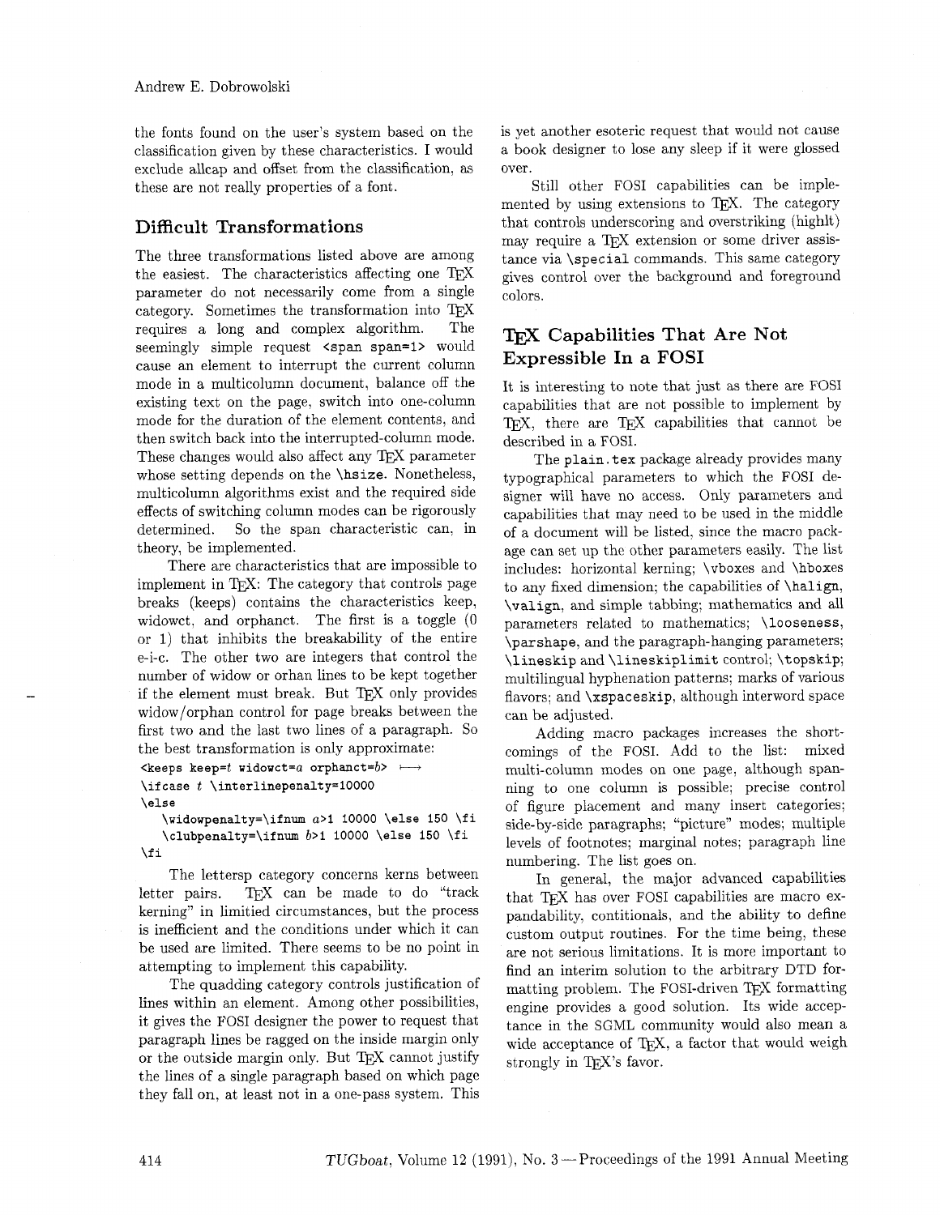the fonts found on the user's system based on the classification given by these characteristics. I would exclude allcap and offset from the classification, as these are not really properties of a font.

## Difficult Transformations

The three transformations listed above are among the easiest. The characteristics affecting one TeX parameter do not necessarily come from a single category. Sometimes the transformation into TeX requires a long and complex algorithm. The seemingly simple request `<span span=1>` would cause an element to interrupt the current column mode in a multicolumn document, balance off the existing text on the page, switch into one-column mode for the duration of the element contents, and then switch back into the interrupted-column mode. These changes would also affect any TeX parameter whose setting depends on the `\hsize`. Nonetheless, multicolumn algorithms exist and the required side effects of switching column modes can be rigorously determined. So the span characteristic can, in theory, be implemented.

There are characteristics that are impossible to implement in TeX: The category that controls page breaks (keeps) contains the characteristics keep, widowct, and orphanct. The first is a toggle (0 or 1) that inhibits the breakability of the entire e-i-c. The other two are integers that control the number of widow or orhan lines to be kept together if the element must break. But TeX only provides widow/orphan control for page breaks between the first two and the last two lines of a paragraph. So the best transformation is only approximate:

```
<keeps keep=t widowct=a orphanct=b>  ⟼
\ifcase t \interlinepenalty=10000
\else
   \widowpenalty=\ifnum a>1 10000 \else 150 \fi
   \clubpenalty=\ifnum b>1 10000 \else 150 \fi
\fi
```

The lettersp category concerns kerns between letter pairs. TeX can be made to do "track kerning" in limitied circumstances, but the process is inefficient and the conditions under which it can be used are limited. There seems to be no point in attempting to implement this capability.

The quadding category controls justification of lines within an element. Among other possibilities, it gives the FOSI designer the power to request that paragraph lines be ragged on the inside margin only or the outside margin only. But TeX cannot justify the lines of a single paragraph based on which page they fall on, at least not in a one-pass system. This is yet another esoteric request that would not cause a book designer to lose any sleep if it were glossed over.

Still other FOSI capabilities can be implemented by using extensions to TeX. The category that controls underscoring and overstriking (highlt) may require a TeX extension or some driver assistance via `\special` commands. This same category gives control over the background and foreground colors.

## TeX Capabilities That Are Not Expressible In a FOSI

It is interesting to note that just as there are FOSI capabilities that are not possible to implement by TeX, there are TeX capabilities that cannot be described in a FOSI.

The `plain.tex` package already provides many typographical parameters to which the FOSI designer will have no access. Only parameters and capabilities that may need to be used in the middle of a document will be listed, since the macro package can set up the other parameters easily. The list includes: horizontal kerning; `\vbox`es and `\hbox`es to any fixed dimension; the capabilities of `\halign`, `\valign`, and simple tabbing; mathematics and all parameters related to mathematics; `\looseness`, `\parshape`, and the paragraph-hanging parameters; `\lineskip` and `\lineskiplimit` control; `\topskip`; multilingual hyphenation patterns; marks of various flavors; and `\xspaceskip`, although interword space can be adjusted.

Adding macro packages increases the shortcomings of the FOSI. Add to the list: mixed multi-column modes on one page, although spanning to one column is possible; precise control of figure placement and many insert categories; side-by-side paragraphs; "picture" modes; multiple levels of footnotes; marginal notes; paragraph line numbering. The list goes on.

In general, the major advanced capabilities that TeX has over FOSI capabilities are macro expandability, contitionals, and the ability to define custom output routines. For the time being, these are not serious limitations. It is more important to find an interim solution to the arbitrary DTD formatting problem. The FOSI-driven TeX formatting engine provides a good solution. Its wide acceptance in the SGML community would also mean a wide acceptance of TeX, a factor that would weigh strongly in TeX's favor.